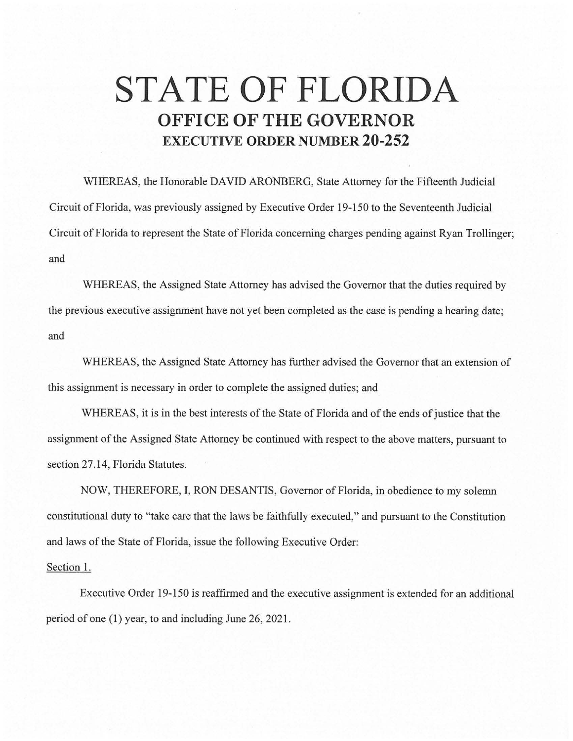# STATE OF FLORIDA

## OFFICE OF THE GOVERNOR

### EXECUTIVE ORDER NUMBER 20-252

WHEREAS, the Honorable DAVID ARONBERG, State Attorney for the Fifteenth Judicial Circuit of Florida, was previously assigned by Executive Order 19-150 to the Seventeenth Judicial Circuit of Florida to represent the State of Florida concerning charges pending against Ryan Trollinger; and

WHEREAS, the Assigned State Attorney has advised the Governor that the duties required by the previous executive assignment have not yet been completed as the case is pending a hearing date; and

WHEREAS, the Assigned State Attorney has further advised the Governor that an extension of this assignment is necessary in order to complete the assigned duties; and

WHEREAS, it is in the best interests of the State of Florida and of the ends of justice that the assignment of the Assigned State Attorney be continued with respect to the above matters, pursuant to section 27.14, Florida Statutes.

NOW, THEREFORE, I, RON DESANTIS, Governor of Florida, in obedience to my solemn constitutional duty to "take care that the laws be faithfully executed," and pursuant to the Constitution and laws of the State of Florida, issue the following Executive Order:

Section 1.

Executive Order 19-150 is reaffirmed and the executive assignment is extended for an additional period of one (1) year, to and including June 26, 2021.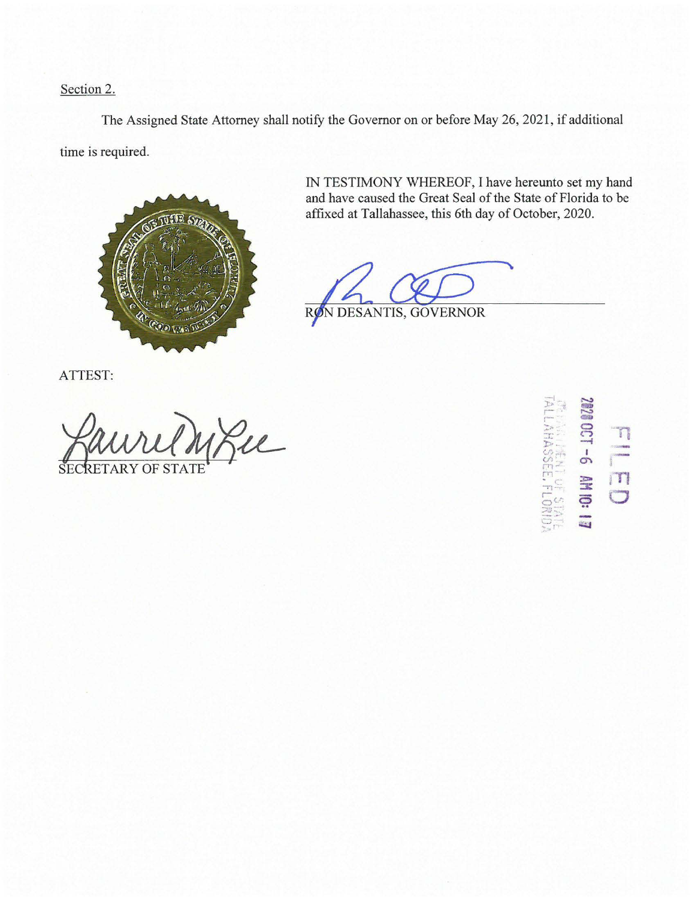Section 2.

The Assigned State Attorney shall notify the Governor on or before May 26, 2021, if additional time is required.

IN TESTIMONY WHEREOF, I have hereunto set my hand and have caused the Great Seal of the State of Florida to be affixed at Tallahassee, this 6th day of October, 2020.

RON DESANTIS, GOVERNOR

ATTEST:

SECRETARY OF STATE

FILED

2020 OCT -6 AM 10: 17

DEPARTMENT OF STATE
TALLAHASSEE, FLORIDA